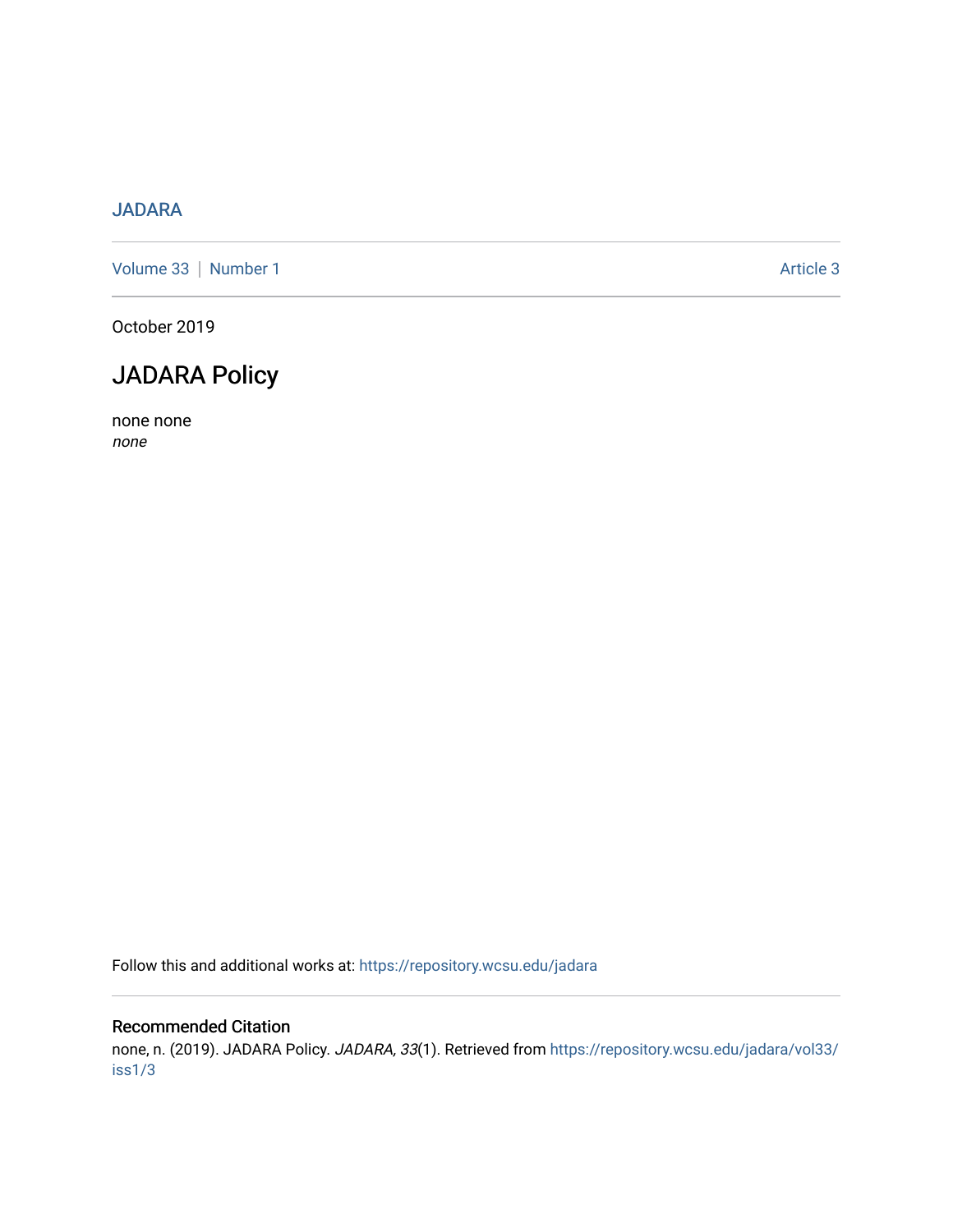JADARA

Volume 33 | Number 1 Article 3

October 2019

# JADARA Policy

none none
*none*

Follow this and additional works at: https://repository.wcsu.edu/jadara

## Recommended Citation

none, n. (2019). JADARA Policy. *JADARA, 33*(1). Retrieved from https://repository.wcsu.edu/jadara/vol33/iss1/3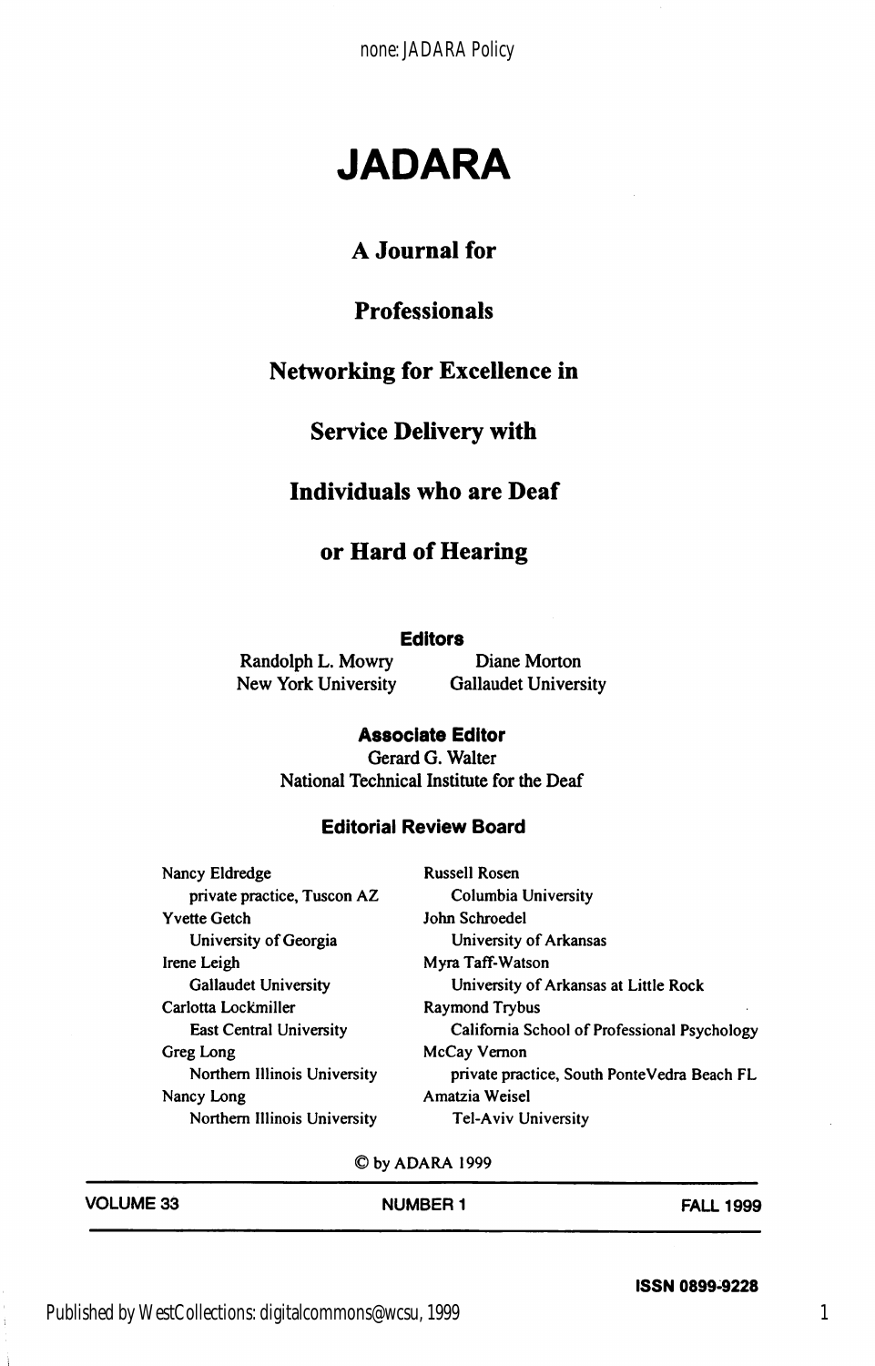# JADARA

## A Journal for

## Professionals

## Networking for Excellence in

## Service Delivery with

## Individuals who are Deaf

## or Hard of Hearing

**Editors**

Randolph L. Mowry
New York University

Diane Morton
Gallaudet University

**Associate Editor**

Gerard G. Walter
National Technical Institute for the Deaf

**Editorial Review Board**

Nancy Eldredge
private practice, Tuscon AZ

Yvette Getch
University of Georgia

Irene Leigh
Gallaudet University

Carlotta Lockmiller
East Central University

Greg Long
Northern Illinois University

Nancy Long
Northern Illinois University

Russell Rosen
Columbia University

John Schroedel
University of Arkansas

Myra Taff-Watson
University of Arkansas at Little Rock

Raymond Trybus
California School of Professional Psychology

McCay Vernon
private practice, South PonteVedra Beach FL

Amatzia Weisel
Tel-Aviv University

© by ADARA 1999

VOLUME 33 NUMBER 1 FALL 1999

ISSN 0899-9228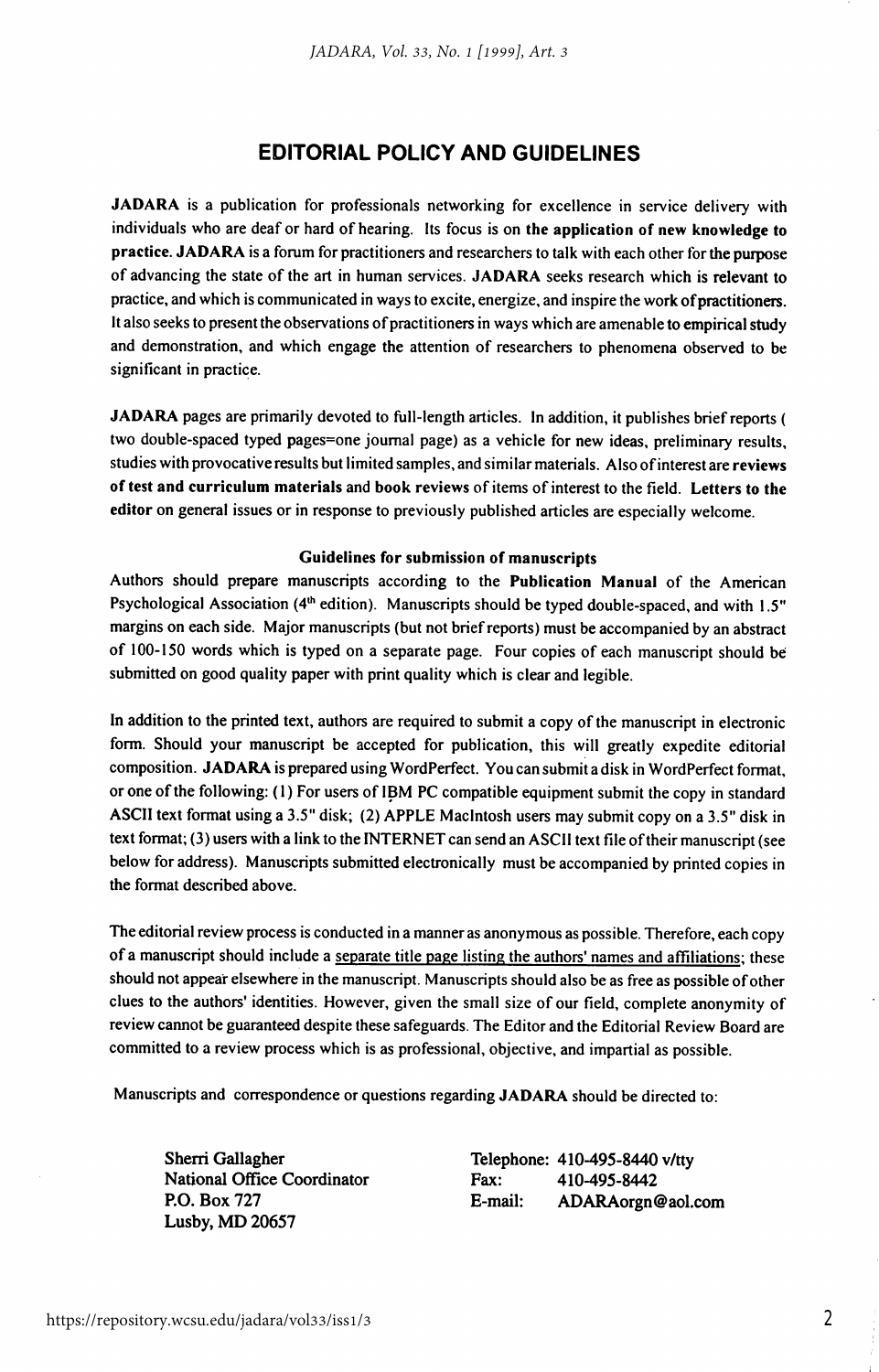## EDITORIAL POLICY AND GUIDELINES

**JADARA** is a publication for professionals networking for excellence in service delivery with individuals who are deaf or hard of hearing. Its focus is on **the application of new knowledge to practice. JADARA** is a forum for practitioners and researchers to talk with each other for the purpose of advancing the state of the art in human services. **JADARA** seeks research which is relevant to practice, and which is communicated in ways to excite, energize, and inspire the work of practitioners. It also seeks to present the observations of practitioners in ways which are amenable to empirical study and demonstration, and which engage the attention of researchers to phenomena observed to be significant in practice.

**JADARA** pages are primarily devoted to full-length articles. In addition, it publishes brief reports ( two double-spaced typed pages=one journal page) as a vehicle for new ideas, preliminary results, studies with provocative results but limited samples, and similar materials. Also of interest are **reviews of test and curriculum materials** and **book reviews** of items of interest to the field. **Letters to the editor** on general issues or in response to previously published articles are especially welcome.

### Guidelines for submission of manuscripts

Authors should prepare manuscripts according to the **Publication Manual** of the American Psychological Association (4th edition). Manuscripts should be typed double-spaced, and with 1.5" margins on each side. Major manuscripts (but not brief reports) must be accompanied by an abstract of 100-150 words which is typed on a separate page. Four copies of each manuscript should be submitted on good quality paper with print quality which is clear and legible.

In addition to the printed text, authors are required to submit a copy of the manuscript in electronic form. Should your manuscript be accepted for publication, this will greatly expedite editorial composition. **JADARA** is prepared using WordPerfect. You can submit a disk in WordPerfect format, or one of the following: (1) For users of IBM PC compatible equipment submit the copy in standard ASCII text format using a 3.5" disk; (2) APPLE MacIntosh users may submit copy on a 3.5" disk in text format; (3) users with a link to the INTERNET can send an ASCII text file of their manuscript (see below for address). Manuscripts submitted electronically must be accompanied by printed copies in the format described above.

The editorial review process is conducted in a manner as anonymous as possible. Therefore, each copy of a manuscript should include a separate title page listing the authors' names and affiliations; these should not appear elsewhere in the manuscript. Manuscripts should also be as free as possible of other clues to the authors' identities. However, given the small size of our field, complete anonymity of review cannot be guaranteed despite these safeguards. The Editor and the Editorial Review Board are committed to a review process which is as professional, objective, and impartial as possible.

Manuscripts and correspondence or questions regarding **JADARA** should be directed to:

**Sherri Gallagher**
**National Office Coordinator**
**P.O. Box 727**
**Lusby, MD 20657**

**Telephone:** 410-495-8440 v/tty
**Fax:** 410-495-8442
**E-mail:** ADARAorgn@aol.com